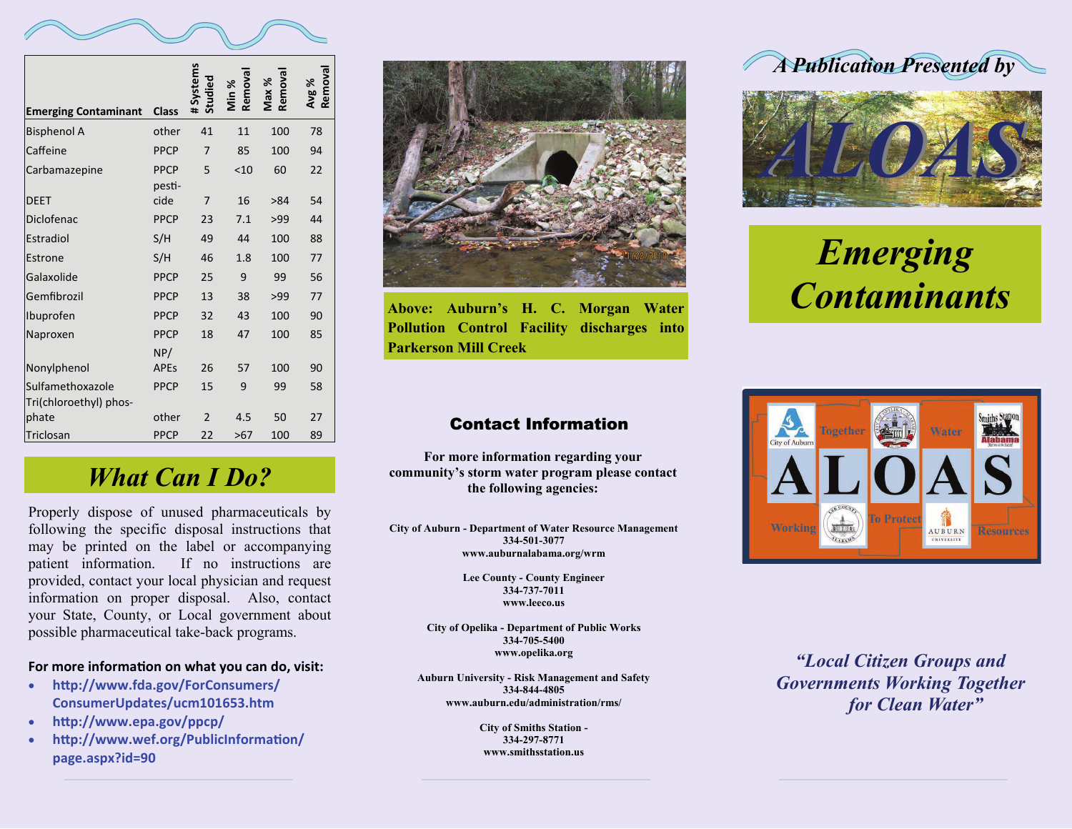| Emerging Contaminant | Class | # Systems Studied | Min % Removal | Max % Removal | Avg % Removal |
|---|---|---|---|---|---|
| Bisphenol A | other | 41 | 11 | 100 | 78 |
| Caffeine | PPCP | 7 | 85 | 100 | 94 |
| Carbamazepine | PPCP | 5 | <10 | 60 | 22 |
| DEET | pesti-cide | 7 | 16 | >84 | 54 |
| Diclofenac | PPCP | 23 | 7.1 | >99 | 44 |
| Estradiol | S/H | 49 | 44 | 100 | 88 |
| Estrone | S/H | 46 | 1.8 | 100 | 77 |
| Galaxolide | PPCP | 25 | 9 | 99 | 56 |
| Gemfibrozil | PPCP | 13 | 38 | >99 | 77 |
| Ibuprofen | PPCP | 32 | 43 | 100 | 90 |
| Naproxen | PPCP | 18 | 47 | 100 | 85 |
| Nonylphenol | NP/ APEs | 26 | 57 | 100 | 90 |
| Sulfamethoxazole | PPCP | 15 | 9 | 99 | 58 |
| Tri(chloroethyl) phos-phate | other | 2 | 4.5 | 50 | 27 |
| Triclosan | PPCP | 22 | >67 | 100 | 89 |

## *What Can I Do?*

Properly dispose of unused pharmaceuticals by following the specific disposal instructions that may be printed on the label or accompanying patient information. If no instructions are provided, contact your local physician and request information on proper disposal. Also, contact your State, County, or Local government about possible pharmaceutical take-back programs.

**For more information on what you can do, visit:**

- http://www.fda.gov/ForConsumers/ConsumerUpdates/ucm101653.htm
- http://www.epa.gov/ppcp/
- http://www.wef.org/PublicInformation/page.aspx?id=90

**Above: Auburn's H. C. Morgan Water Pollution Control Facility discharges into Parkerson Mill Creek**

## Contact Information

**For more information regarding your community's storm water program please contact the following agencies:**

**City of Auburn - Department of Water Resource Management**
**334-501-3077**
**www.auburnalabama.org/wrm**

**Lee County - County Engineer**
**334-737-7011**
**www.leeco.us**

**City of Opelika - Department of Public Works**
**334-705-5400**
**www.opelika.org**

**Auburn University - Risk Management and Safety**
**334-844-4805**
**www.auburn.edu/administration/rms/**

**City of Smiths Station -**
**334-297-8771**
**www.smithsstation.us**

*A Publication Presented by*

# *ALOAS*

# *Emerging Contaminants*

ALOAS — Together Working To Protect Water Resources

*"Local Citizen Groups and Governments Working Together for Clean Water"*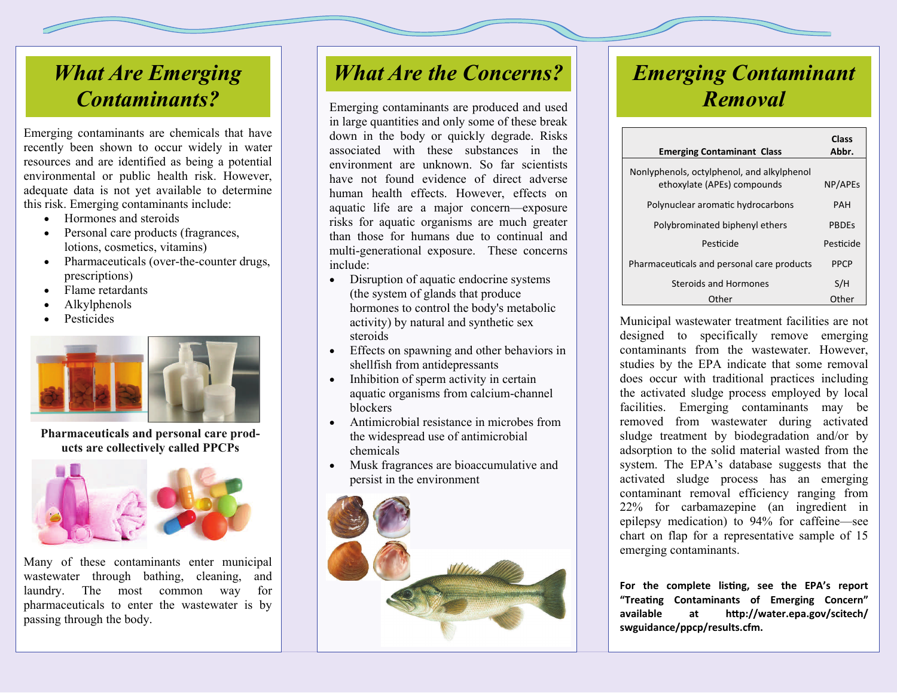# What Are Emerging Contaminants?

Emerging contaminants are chemicals that have recently been shown to occur widely in water resources and are identified as being a potential environmental or public health risk. However, adequate data is not yet available to determine this risk. Emerging contaminants include:

- Hormones and steroids
- Personal care products (fragrances, lotions, cosmetics, vitamins)
- Pharmaceuticals (over-the-counter drugs, prescriptions)
- Flame retardants
- Alkylphenols
- Pesticides

**Pharmaceuticals and personal care products are collectively called PPCPs**

Many of these contaminants enter municipal wastewater through bathing, cleaning, and laundry. The most common way for pharmaceuticals to enter the wastewater is by passing through the body.

# What Are the Concerns?

Emerging contaminants are produced and used in large quantities and only some of these break down in the body or quickly degrade. Risks associated with these substances in the environment are unknown. So far scientists have not found evidence of direct adverse human health effects. However, effects on aquatic life are a major concern—exposure risks for aquatic organisms are much greater than those for humans due to continual and multi-generational exposure. These concerns include:

- Disruption of aquatic endocrine systems (the system of glands that produce hormones to control the body's metabolic activity) by natural and synthetic sex steroids
- Effects on spawning and other behaviors in shellfish from antidepressants
- Inhibition of sperm activity in certain aquatic organisms from calcium-channel blockers
- Antimicrobial resistance in microbes from the widespread use of antimicrobial chemicals
- Musk fragrances are bioaccumulative and persist in the environment

# Emerging Contaminant Removal

| Emerging Contaminant Class | Class Abbr. |
|---|---|
| Nonlyphenols, octylphenol, and alkylphenol ethoxylate (APEs) compounds | NP/APEs |
| Polynuclear aromatic hydrocarbons | PAH |
| Polybrominated biphenyl ethers | PBDEs |
| Pesticide | Pesticide |
| Pharmaceuticals and personal care products | PPCP |
| Steroids and Hormones | S/H |
| Other | Other |

Municipal wastewater treatment facilities are not designed to specifically remove emerging contaminants from the wastewater. However, studies by the EPA indicate that some removal does occur with traditional practices including the activated sludge process employed by local facilities. Emerging contaminants may be removed from wastewater during activated sludge treatment by biodegradation and/or by adsorption to the solid material wasted from the system. The EPA's database suggests that the activated sludge process has an emerging contaminant removal efficiency ranging from 22% for carbamazepine (an ingredient in epilepsy medication) to 94% for caffeine—see chart on flap for a representative sample of 15 emerging contaminants.

**For the complete listing, see the EPA's report "Treating Contaminants of Emerging Concern" available at http://water.epa.gov/scitech/swguidance/ppcp/results.cfm.**